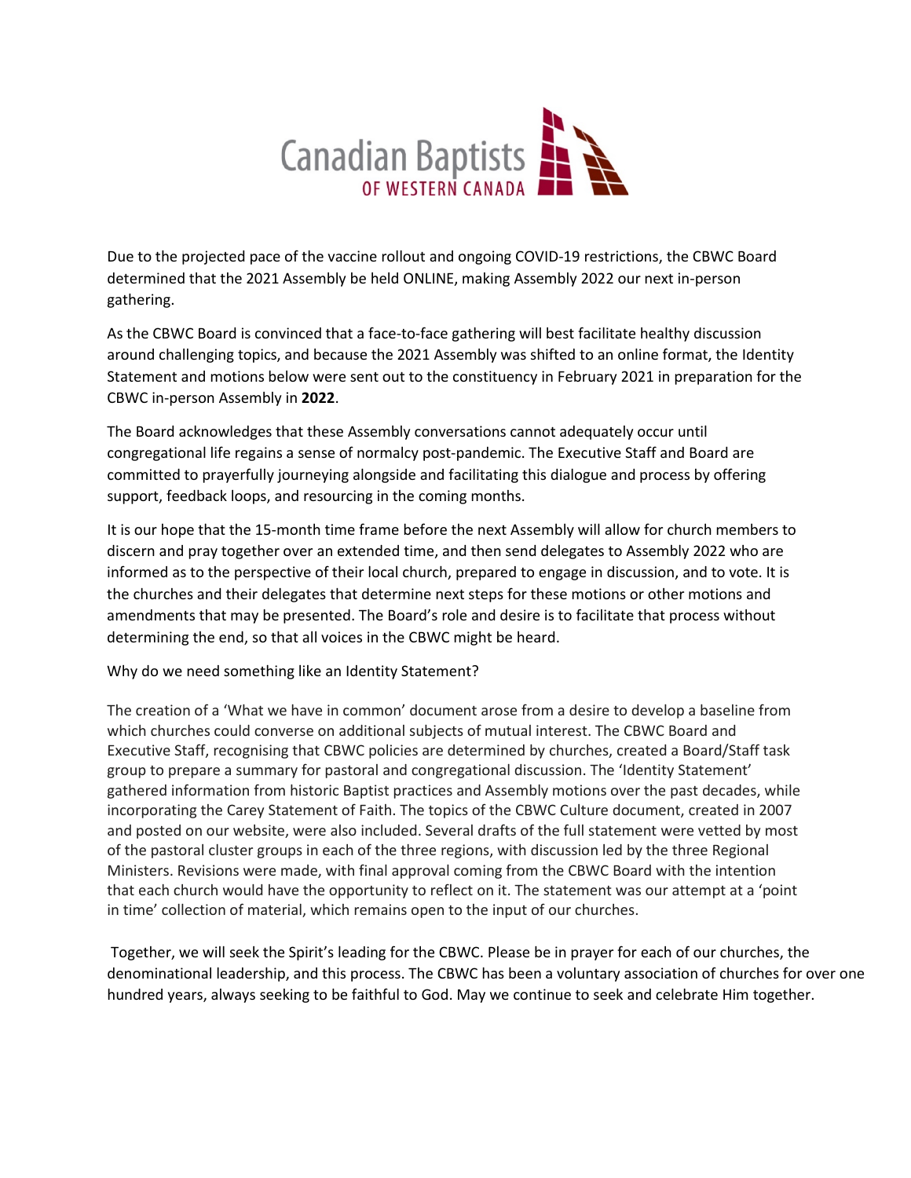Canadian Baptists OF WESTERN CANADA

Due to the projected pace of the vaccine rollout and ongoing COVID-19 restrictions, the CBWC Board determined that the 2021 Assembly be held ONLINE, making Assembly 2022 our next in-person gathering.

As the CBWC Board is convinced that a face-to-face gathering will best facilitate healthy discussion around challenging topics, and because the 2021 Assembly was shifted to an online format, the Identity Statement and motions below were sent out to the constituency in February 2021 in preparation for the CBWC in-person Assembly in **2022**.

The Board acknowledges that these Assembly conversations cannot adequately occur until congregational life regains a sense of normalcy post-pandemic. The Executive Staff and Board are committed to prayerfully journeying alongside and facilitating this dialogue and process by offering support, feedback loops, and resourcing in the coming months.

It is our hope that the 15-month time frame before the next Assembly will allow for church members to discern and pray together over an extended time, and then send delegates to Assembly 2022 who are informed as to the perspective of their local church, prepared to engage in discussion, and to vote. It is the churches and their delegates that determine next steps for these motions or other motions and amendments that may be presented. The Board's role and desire is to facilitate that process without determining the end, so that all voices in the CBWC might be heard.

Why do we need something like an Identity Statement?

The creation of a 'What we have in common' document arose from a desire to develop a baseline from which churches could converse on additional subjects of mutual interest. The CBWC Board and Executive Staff, recognising that CBWC policies are determined by churches, created a Board/Staff task group to prepare a summary for pastoral and congregational discussion. The 'Identity Statement' gathered information from historic Baptist practices and Assembly motions over the past decades, while incorporating the Carey Statement of Faith. The topics of the CBWC Culture document, created in 2007 and posted on our website, were also included. Several drafts of the full statement were vetted by most of the pastoral cluster groups in each of the three regions, with discussion led by the three Regional Ministers. Revisions were made, with final approval coming from the CBWC Board with the intention that each church would have the opportunity to reflect on it. The statement was our attempt at a 'point in time' collection of material, which remains open to the input of our churches.

Together, we will seek the Spirit's leading for the CBWC. Please be in prayer for each of our churches, the denominational leadership, and this process. The CBWC has been a voluntary association of churches for over one hundred years, always seeking to be faithful to God. May we continue to seek and celebrate Him together.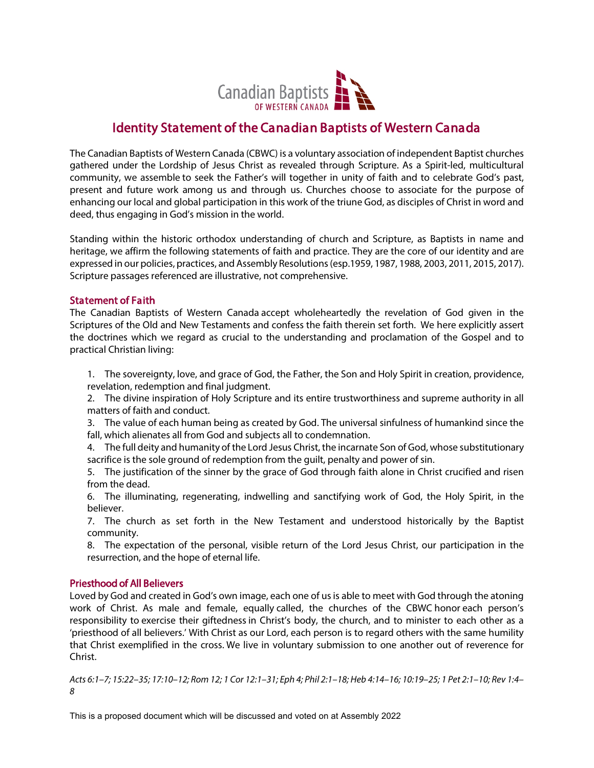# Identity Statement of the Canadian Baptists of Western Canada

The Canadian Baptists of Western Canada (CBWC) is a voluntary association of independent Baptist churches gathered under the Lordship of Jesus Christ as revealed through Scripture. As a Spirit-led, multicultural community, we assemble to seek the Father's will together in unity of faith and to celebrate God's past, present and future work among us and through us. Churches choose to associate for the purpose of enhancing our local and global participation in this work of the triune God, as disciples of Christ in word and deed, thus engaging in God's mission in the world.

Standing within the historic orthodox understanding of church and Scripture, as Baptists in name and heritage, we affirm the following statements of faith and practice. They are the core of our identity and are expressed in our policies, practices, and Assembly Resolutions (esp.1959, 1987, 1988, 2003, 2011, 2015, 2017). Scripture passages referenced are illustrative, not comprehensive.

## Statement of Faith

The Canadian Baptists of Western Canada accept wholeheartedly the revelation of God given in the Scriptures of the Old and New Testaments and confess the faith therein set forth. We here explicitly assert the doctrines which we regard as crucial to the understanding and proclamation of the Gospel and to practical Christian living:

1. The sovereignty, love, and grace of God, the Father, the Son and Holy Spirit in creation, providence, revelation, redemption and final judgment.
2. The divine inspiration of Holy Scripture and its entire trustworthiness and supreme authority in all matters of faith and conduct.
3. The value of each human being as created by God. The universal sinfulness of humankind since the fall, which alienates all from God and subjects all to condemnation.
4. The full deity and humanity of the Lord Jesus Christ, the incarnate Son of God, whose substitutionary sacrifice is the sole ground of redemption from the guilt, penalty and power of sin.
5. The justification of the sinner by the grace of God through faith alone in Christ crucified and risen from the dead.
6. The illuminating, regenerating, indwelling and sanctifying work of God, the Holy Spirit, in the believer.
7. The church as set forth in the New Testament and understood historically by the Baptist community.
8. The expectation of the personal, visible return of the Lord Jesus Christ, our participation in the resurrection, and the hope of eternal life.

## Priesthood of All Believers

Loved by God and created in God's own image, each one of us is able to meet with God through the atoning work of Christ. As male and female, equally called, the churches of the CBWC honor each person's responsibility to exercise their giftedness in Christ's body, the church, and to minister to each other as a 'priesthood of all believers.' With Christ as our Lord, each person is to regard others with the same humility that Christ exemplified in the cross. We live in voluntary submission to one another out of reverence for Christ.

*Acts 6:1–7; 15:22–35; 17:10–12; Rom 12; 1 Cor 12:1–31; Eph 4; Phil 2:1–18; Heb 4:14–16; 10:19–25; 1 Pet 2:1–10; Rev 1:4–8*

This is a proposed document which will be discussed and voted on at Assembly 2022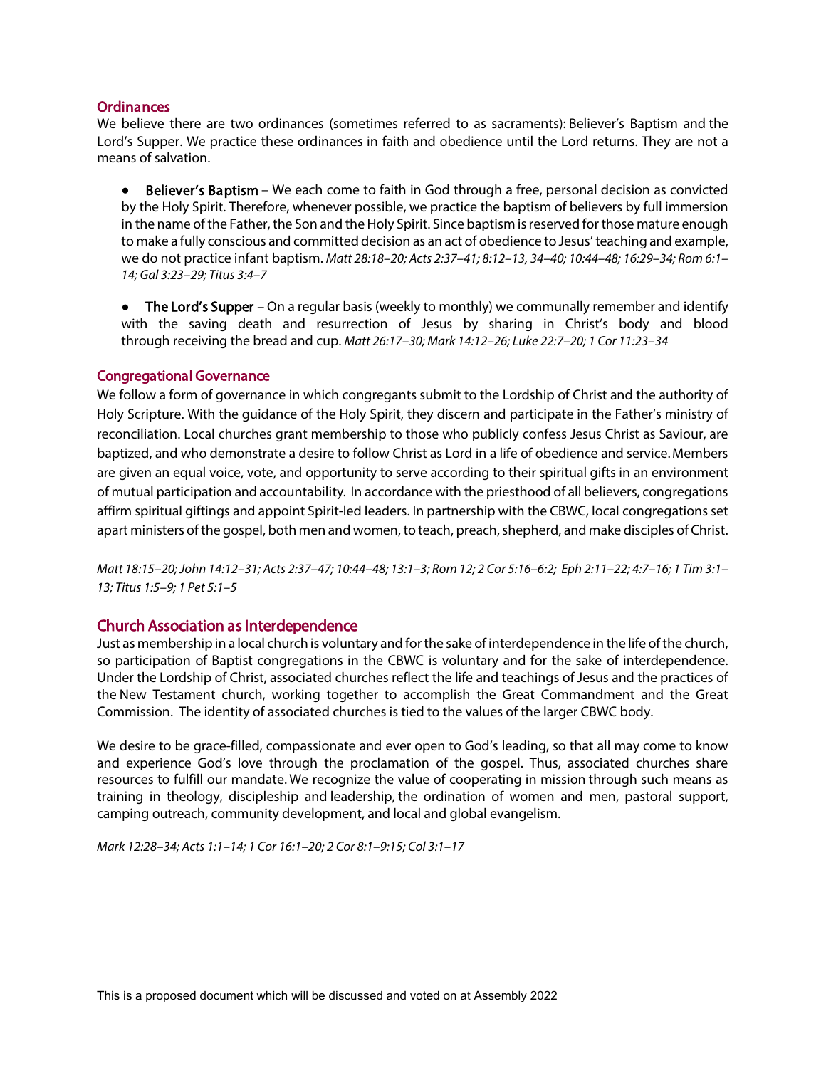## Ordinances

We believe there are two ordinances (sometimes referred to as sacraments): Believer's Baptism and the Lord's Supper. We practice these ordinances in faith and obedience until the Lord returns. They are not a means of salvation.

- **Believer's Baptism** – We each come to faith in God through a free, personal decision as convicted by the Holy Spirit. Therefore, whenever possible, we practice the baptism of believers by full immersion in the name of the Father, the Son and the Holy Spirit. Since baptism is reserved for those mature enough to make a fully conscious and committed decision as an act of obedience to Jesus' teaching and example, we do not practice infant baptism. *Matt 28:18–20; Acts 2:37–41; 8:12–13, 34–40; 10:44–48; 16:29–34; Rom 6:1–14; Gal 3:23–29; Titus 3:4–7*

- **The Lord's Supper** – On a regular basis (weekly to monthly) we communally remember and identify with the saving death and resurrection of Jesus by sharing in Christ's body and blood through receiving the bread and cup. *Matt 26:17–30; Mark 14:12–26; Luke 22:7–20; 1 Cor 11:23–34*

## Congregational Governance

We follow a form of governance in which congregants submit to the Lordship of Christ and the authority of Holy Scripture. With the guidance of the Holy Spirit, they discern and participate in the Father's ministry of reconciliation. Local churches grant membership to those who publicly confess Jesus Christ as Saviour, are baptized, and who demonstrate a desire to follow Christ as Lord in a life of obedience and service. Members are given an equal voice, vote, and opportunity to serve according to their spiritual gifts in an environment of mutual participation and accountability. In accordance with the priesthood of all believers, congregations affirm spiritual giftings and appoint Spirit-led leaders. In partnership with the CBWC, local congregations set apart ministers of the gospel, both men and women, to teach, preach, shepherd, and make disciples of Christ.

*Matt 18:15–20; John 14:12–31; Acts 2:37–47; 10:44–48; 13:1–3; Rom 12; 2 Cor 5:16–6:2; Eph 2:11–22; 4:7–16; 1 Tim 3:1–13; Titus 1:5–9; 1 Pet 5:1–5*

## Church Association as Interdependence

Just as membership in a local church is voluntary and for the sake of interdependence in the life of the church, so participation of Baptist congregations in the CBWC is voluntary and for the sake of interdependence. Under the Lordship of Christ, associated churches reflect the life and teachings of Jesus and the practices of the New Testament church, working together to accomplish the Great Commandment and the Great Commission. The identity of associated churches is tied to the values of the larger CBWC body.

We desire to be grace-filled, compassionate and ever open to God's leading, so that all may come to know and experience God's love through the proclamation of the gospel. Thus, associated churches share resources to fulfill our mandate. We recognize the value of cooperating in mission through such means as training in theology, discipleship and leadership, the ordination of women and men, pastoral support, camping outreach, community development, and local and global evangelism.

*Mark 12:28–34; Acts 1:1–14; 1 Cor 16:1–20; 2 Cor 8:1–9:15; Col 3:1–17*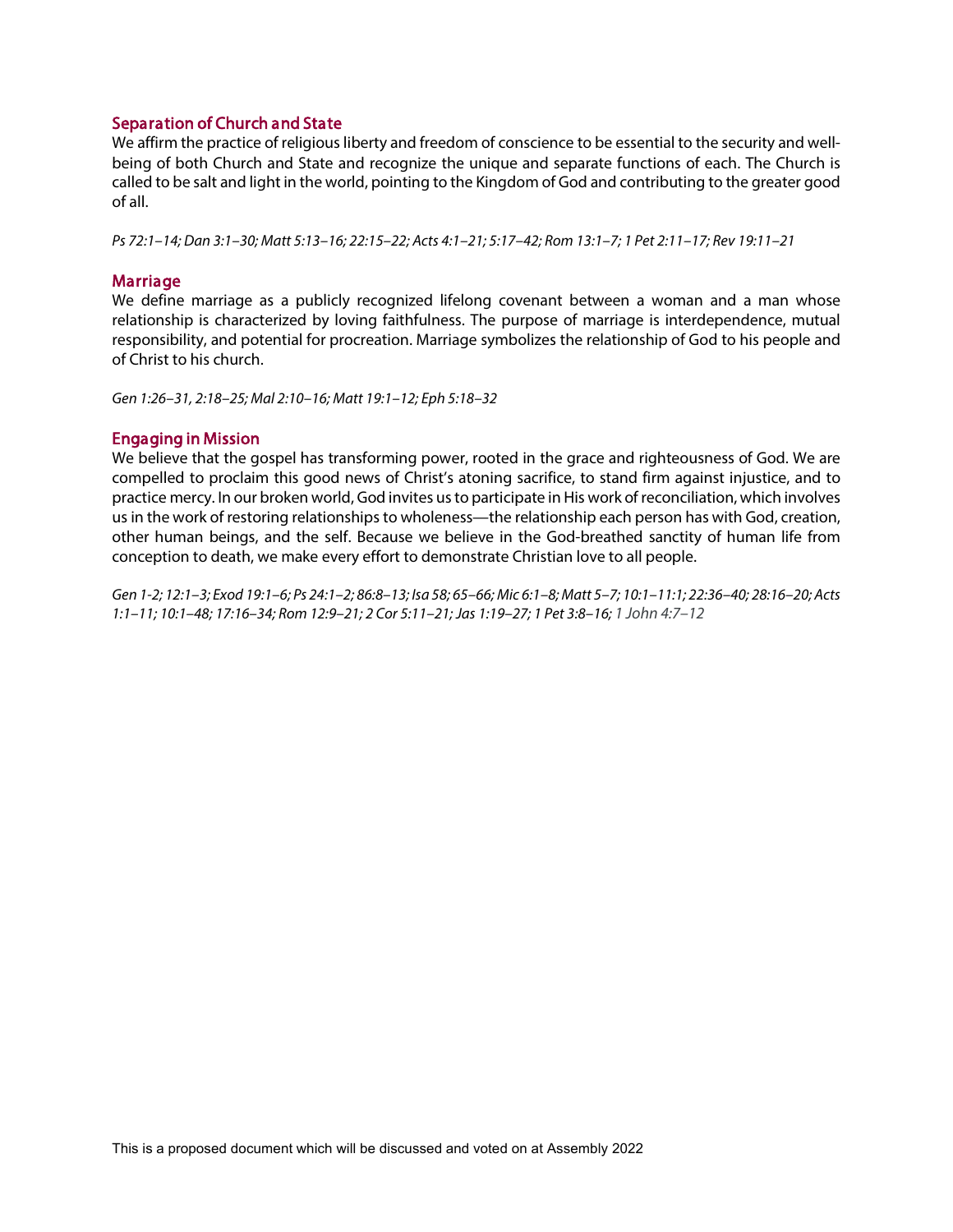## Separation of Church and State

We affirm the practice of religious liberty and freedom of conscience to be essential to the security and well-being of both Church and State and recognize the unique and separate functions of each. The Church is called to be salt and light in the world, pointing to the Kingdom of God and contributing to the greater good of all.

*Ps 72:1–14; Dan 3:1–30; Matt 5:13–16; 22:15–22; Acts 4:1–21; 5:17–42; Rom 13:1–7; 1 Pet 2:11–17; Rev 19:11–21*

## Marriage

We define marriage as a publicly recognized lifelong covenant between a woman and a man whose relationship is characterized by loving faithfulness. The purpose of marriage is interdependence, mutual responsibility, and potential for procreation. Marriage symbolizes the relationship of God to his people and of Christ to his church.

*Gen 1:26–31, 2:18–25; Mal 2:10–16; Matt 19:1–12; Eph 5:18–32*

## Engaging in Mission

We believe that the gospel has transforming power, rooted in the grace and righteousness of God. We are compelled to proclaim this good news of Christ's atoning sacrifice, to stand firm against injustice, and to practice mercy. In our broken world, God invites us to participate in His work of reconciliation, which involves us in the work of restoring relationships to wholeness—the relationship each person has with God, creation, other human beings, and the self. Because we believe in the God-breathed sanctity of human life from conception to death, we make every effort to demonstrate Christian love to all people.

*Gen 1-2; 12:1–3; Exod 19:1–6; Ps 24:1–2; 86:8–13; Isa 58; 65–66; Mic 6:1–8; Matt 5–7; 10:1–11:1; 22:36–40; 28:16–20; Acts 1:1–11; 10:1–48; 17:16–34; Rom 12:9–21; 2 Cor 5:11–21; Jas 1:19–27; 1 Pet 3:8–16; 1 John 4:7–12*

This is a proposed document which will be discussed and voted on at Assembly 2022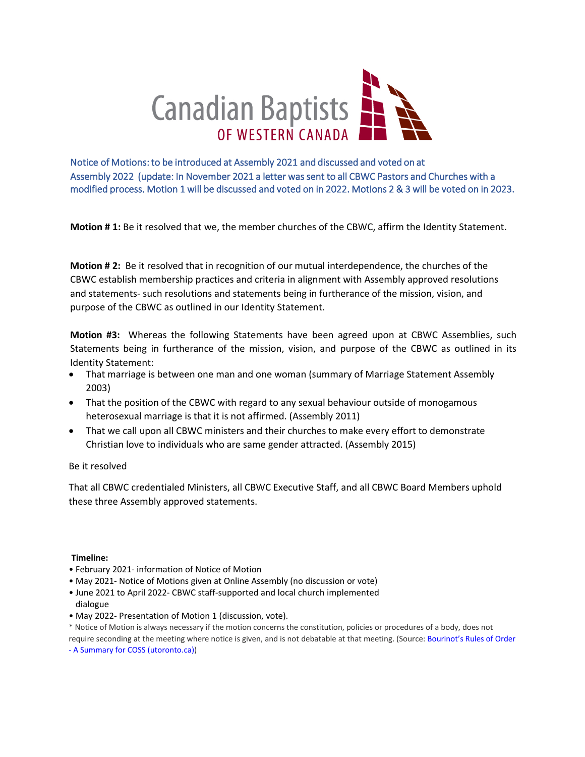Canadian Baptists
OF WESTERN CANADA

Notice of Motions: to be introduced at Assembly 2021 and discussed and voted on at Assembly 2022 (update: In November 2021 a letter was sent to all CBWC Pastors and Churches with a modified process. Motion 1 will be discussed and voted on in 2022. Motions 2 & 3 will be voted on in 2023.

**Motion # 1:** Be it resolved that we, the member churches of the CBWC, affirm the Identity Statement.

**Motion # 2:** Be it resolved that in recognition of our mutual interdependence, the churches of the CBWC establish membership practices and criteria in alignment with Assembly approved resolutions and statements- such resolutions and statements being in furtherance of the mission, vision, and purpose of the CBWC as outlined in our Identity Statement.

**Motion #3:** Whereas the following Statements have been agreed upon at CBWC Assemblies, such Statements being in furtherance of the mission, vision, and purpose of the CBWC as outlined in its Identity Statement:

- That marriage is between one man and one woman (summary of Marriage Statement Assembly 2003)
- That the position of the CBWC with regard to any sexual behaviour outside of monogamous heterosexual marriage is that it is not affirmed. (Assembly 2011)
- That we call upon all CBWC ministers and their churches to make every effort to demonstrate Christian love to individuals who are same gender attracted. (Assembly 2015)

Be it resolved

That all CBWC credentialed Ministers, all CBWC Executive Staff, and all CBWC Board Members uphold these three Assembly approved statements.

**Timeline:**

- February 2021- information of Notice of Motion
- May 2021- Notice of Motions given at Online Assembly (no discussion or vote)
- June 2021 to April 2022- CBWC staff-supported and local church implemented dialogue
- May 2022- Presentation of Motion 1 (discussion, vote).

* Notice of Motion is always necessary if the motion concerns the constitution, policies or procedures of a body, does not require seconding at the meeting where notice is given, and is not debatable at that meeting. (Source: Bourinot's Rules of Order - A Summary for COSS (utoronto.ca))